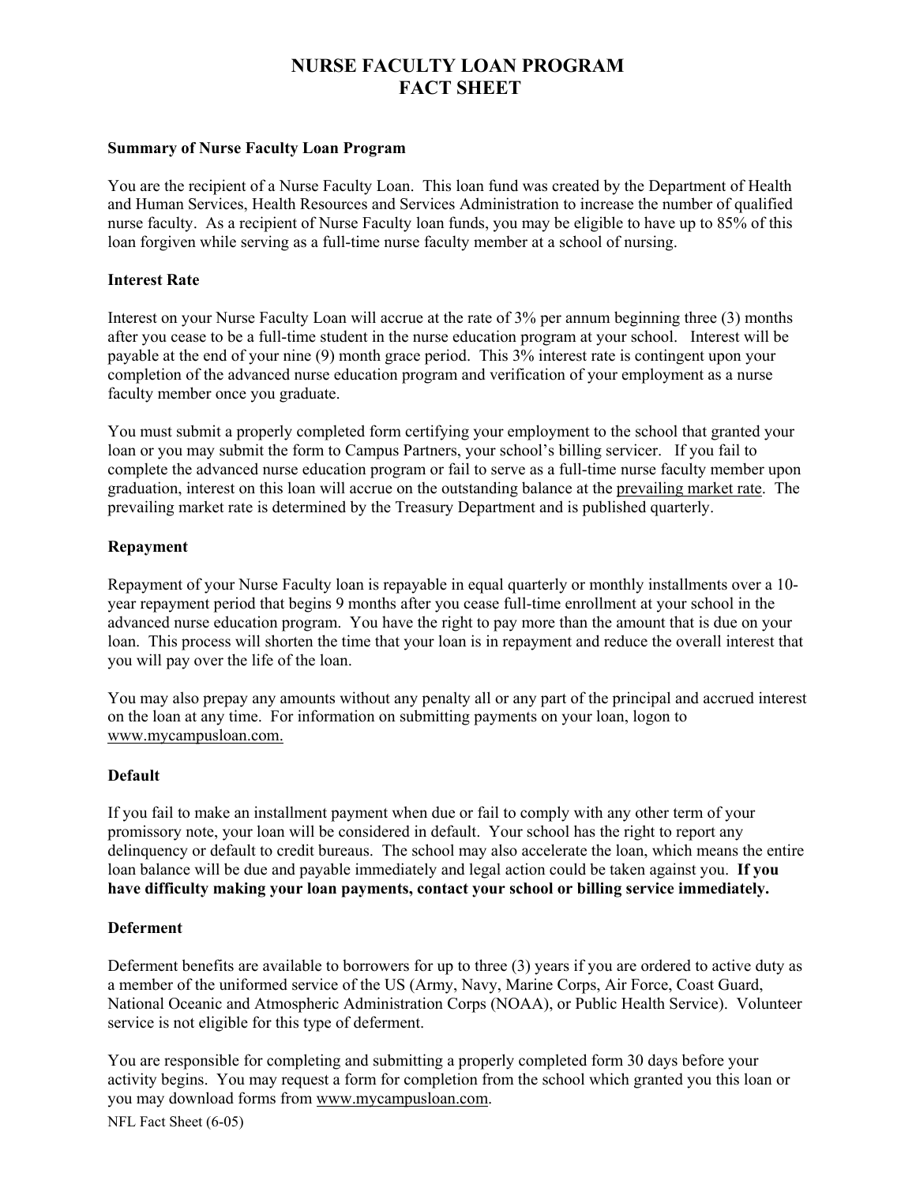# NURSE FACULTY LOAN PROGRAM
# FACT SHEET

**Summary of Nurse Faculty Loan Program**

You are the recipient of a Nurse Faculty Loan. This loan fund was created by the Department of Health and Human Services, Health Resources and Services Administration to increase the number of qualified nurse faculty. As a recipient of Nurse Faculty loan funds, you may be eligible to have up to 85% of this loan forgiven while serving as a full-time nurse faculty member at a school of nursing.

**Interest Rate**

Interest on your Nurse Faculty Loan will accrue at the rate of 3% per annum beginning three (3) months after you cease to be a full-time student in the nurse education program at your school. Interest will be payable at the end of your nine (9) month grace period. This 3% interest rate is contingent upon your completion of the advanced nurse education program and verification of your employment as a nurse faculty member once you graduate.

You must submit a properly completed form certifying your employment to the school that granted your loan or you may submit the form to Campus Partners, your school's billing servicer. If you fail to complete the advanced nurse education program or fail to serve as a full-time nurse faculty member upon graduation, interest on this loan will accrue on the outstanding balance at the prevailing market rate. The prevailing market rate is determined by the Treasury Department and is published quarterly.

**Repayment**

Repayment of your Nurse Faculty loan is repayable in equal quarterly or monthly installments over a 10-year repayment period that begins 9 months after you cease full-time enrollment at your school in the advanced nurse education program. You have the right to pay more than the amount that is due on your loan. This process will shorten the time that your loan is in repayment and reduce the overall interest that you will pay over the life of the loan.

You may also prepay any amounts without any penalty all or any part of the principal and accrued interest on the loan at any time. For information on submitting payments on your loan, logon to www.mycampusloan.com.

**Default**

If you fail to make an installment payment when due or fail to comply with any other term of your promissory note, your loan will be considered in default. Your school has the right to report any delinquency or default to credit bureaus. The school may also accelerate the loan, which means the entire loan balance will be due and payable immediately and legal action could be taken against you. **If you have difficulty making your loan payments, contact your school or billing service immediately.**

**Deferment**

Deferment benefits are available to borrowers for up to three (3) years if you are ordered to active duty as a member of the uniformed service of the US (Army, Navy, Marine Corps, Air Force, Coast Guard, National Oceanic and Atmospheric Administration Corps (NOAA), or Public Health Service). Volunteer service is not eligible for this type of deferment.

You are responsible for completing and submitting a properly completed form 30 days before your activity begins. You may request a form for completion from the school which granted you this loan or you may download forms from www.mycampusloan.com.

NFL Fact Sheet (6-05)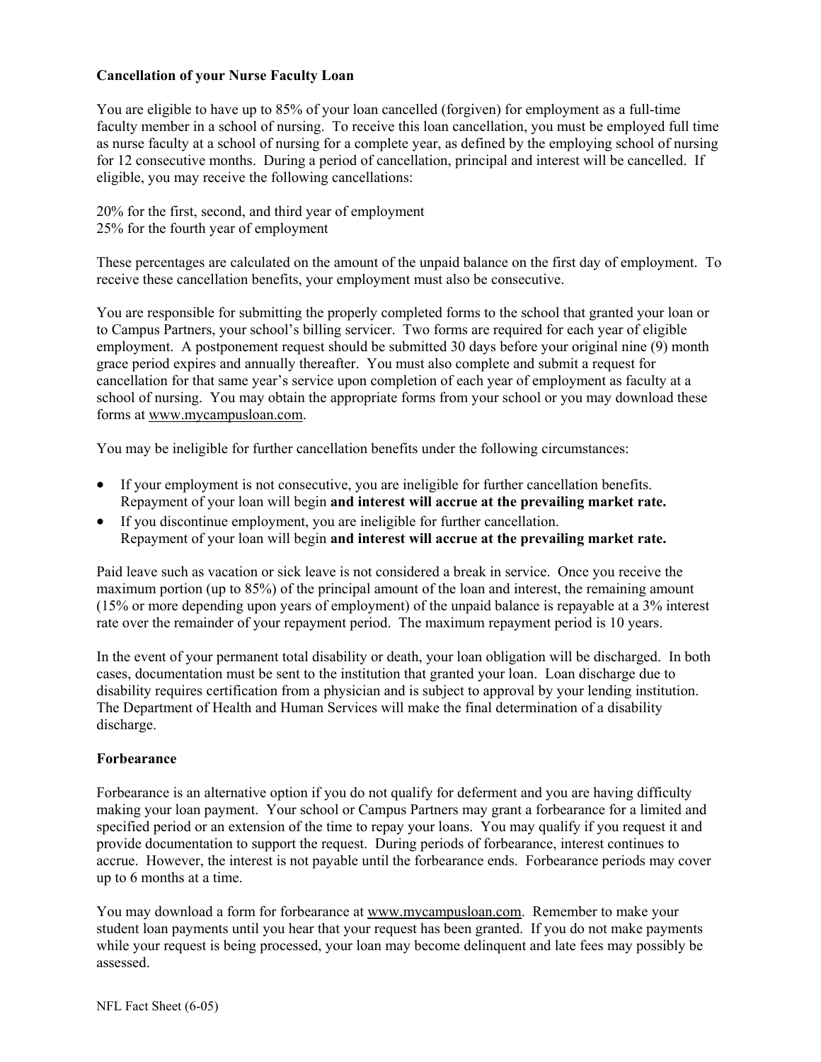**Cancellation of your Nurse Faculty Loan**

You are eligible to have up to 85% of your loan cancelled (forgiven) for employment as a full-time faculty member in a school of nursing. To receive this loan cancellation, you must be employed full time as nurse faculty at a school of nursing for a complete year, as defined by the employing school of nursing for 12 consecutive months. During a period of cancellation, principal and interest will be cancelled. If eligible, you may receive the following cancellations:

20% for the first, second, and third year of employment
25% for the fourth year of employment

These percentages are calculated on the amount of the unpaid balance on the first day of employment. To receive these cancellation benefits, your employment must also be consecutive.

You are responsible for submitting the properly completed forms to the school that granted your loan or to Campus Partners, your school's billing servicer. Two forms are required for each year of eligible employment. A postponement request should be submitted 30 days before your original nine (9) month grace period expires and annually thereafter. You must also complete and submit a request for cancellation for that same year's service upon completion of each year of employment as faculty at a school of nursing. You may obtain the appropriate forms from your school or you may download these forms at www.mycampusloan.com.

You may be ineligible for further cancellation benefits under the following circumstances:

- If your employment is not consecutive, you are ineligible for further cancellation benefits. Repayment of your loan will begin **and interest will accrue at the prevailing market rate.**
- If you discontinue employment, you are ineligible for further cancellation. Repayment of your loan will begin **and interest will accrue at the prevailing market rate.**

Paid leave such as vacation or sick leave is not considered a break in service. Once you receive the maximum portion (up to 85%) of the principal amount of the loan and interest, the remaining amount (15% or more depending upon years of employment) of the unpaid balance is repayable at a 3% interest rate over the remainder of your repayment period. The maximum repayment period is 10 years.

In the event of your permanent total disability or death, your loan obligation will be discharged. In both cases, documentation must be sent to the institution that granted your loan. Loan discharge due to disability requires certification from a physician and is subject to approval by your lending institution. The Department of Health and Human Services will make the final determination of a disability discharge.

**Forbearance**

Forbearance is an alternative option if you do not qualify for deferment and you are having difficulty making your loan payment. Your school or Campus Partners may grant a forbearance for a limited and specified period or an extension of the time to repay your loans. You may qualify if you request it and provide documentation to support the request. During periods of forbearance, interest continues to accrue. However, the interest is not payable until the forbearance ends. Forbearance periods may cover up to 6 months at a time.

You may download a form for forbearance at www.mycampusloan.com. Remember to make your student loan payments until you hear that your request has been granted. If you do not make payments while your request is being processed, your loan may become delinquent and late fees may possibly be assessed.

NFL Fact Sheet (6-05)